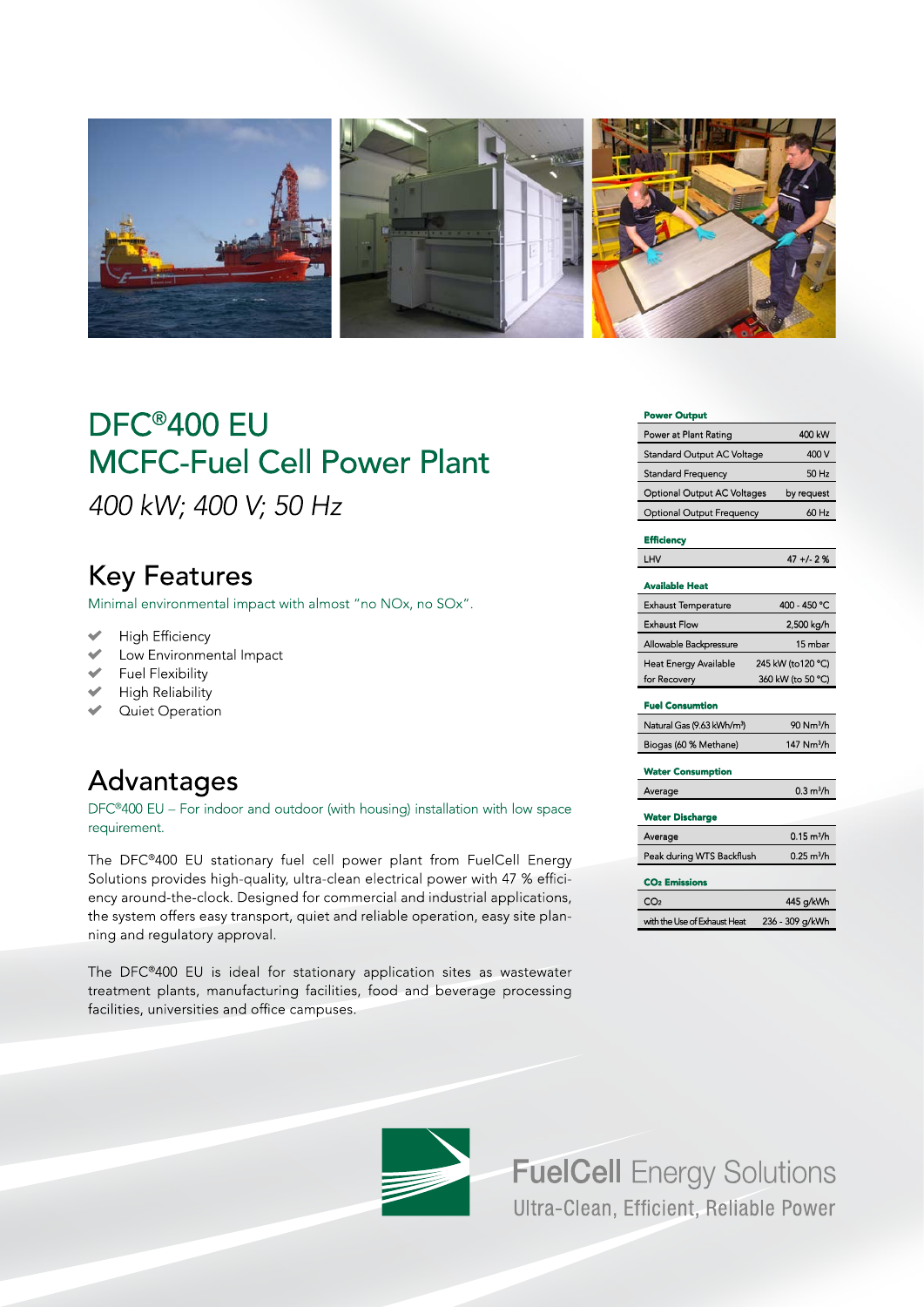# DFC®400 EU
# MCFC-Fuel Cell Power Plant

*400 kW; 400 V; 50 Hz*

## Key Features

Minimal environmental impact with almost "no NOx, no SOx".

- High Efficiency
- Low Environmental Impact
- Fuel Flexibility
- High Reliability
- Quiet Operation

## Advantages

DFC®400 EU – For indoor and outdoor (with housing) installation with low space requirement.

The DFC®400 EU stationary fuel cell power plant from FuelCell Energy Solutions provides high-quality, ultra-clean electrical power with 47 % efficiency around-the-clock. Designed for commercial and industrial applications, the system offers easy transport, quiet and reliable operation, easy site planning and regulatory approval.

The DFC®400 EU is ideal for stationary application sites as wastewater treatment plants, manufacturing facilities, food and beverage processing facilities, universities and office campuses.

| **Power Output** | |
|---|---|
| Power at Plant Rating | 400 kW |
| Standard Output AC Voltage | 400 V |
| Standard Frequency | 50 Hz |
| Optional Output AC Voltages | by request |
| Optional Output Frequency | 60 Hz |
| **Efficiency** | |
| LHV | 47 +/- 2 % |
| **Available Heat** | |
| Exhaust Temperature | 400 - 450 °C |
| Exhaust Flow | 2,500 kg/h |
| Allowable Backpressure | 15 mbar |
| Heat Energy Available for Recovery | 245 kW (to120 °C) 360 kW (to 50 °C) |
| **Fuel Consumtion** | |
| Natural Gas (9.63 kWh/m³) | 90 Nm³/h |
| Biogas (60 % Methane) | 147 Nm³/h |
| **Water Consumption** | |
| Average | 0.3 m³/h |
| **Water Discharge** | |
| Average | 0.15 m³/h |
| Peak during WTS Backflush | 0.25 m³/h |
| **$CO_2$ Emissions** | |
| $CO_2$ | 445 g/kWh |
| with the Use of Exhaust Heat | 236 - 309 g/kWh |

**FuelCell Energy Solutions**
Ultra-Clean, Efficient, Reliable Power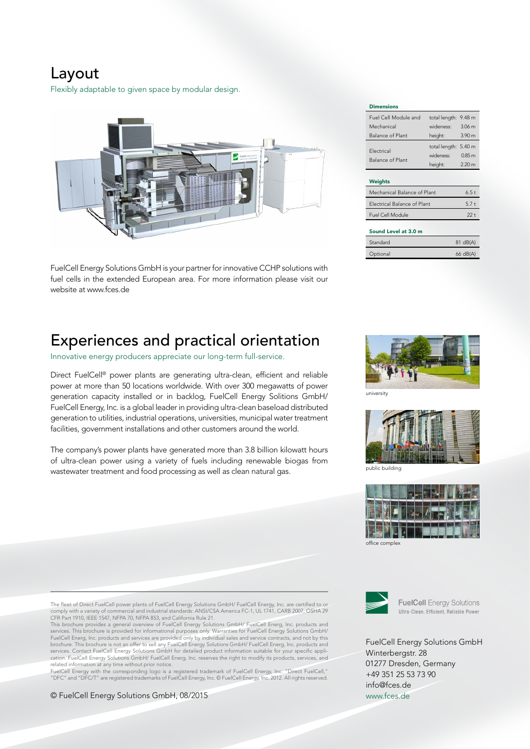## Layout

Flexibly adaptable to given space by modular design.

FuelCell Energy Solutions GmbH is your partner for innovative CCHP solutions with fuel cells in the extended European area. For more information please visit our website at www.fces.de

**Dimensions**

| | | |
|---|---|---|
| Fuel Cell Module and Mechanical Balance of Plant | total length: | 9.48 m |
| | wideness: | 3.06 m |
| | height: | 3.90 m |
| Electrical Balance of Plant | total length: | 5.40 m |
| | wideness: | 0.85 m |
| | height: | 2.20 m |

**Weights**

| | |
|---|---|
| Mechanical Balance of Plant | 6.5 t |
| Electrical Balance of Plant | 5.7 t |
| Fuel Cell Module | 22 t |

**Sound Level at 3.0 m**

| | |
|---|---|
| Standard | 81 dB(A) |
| Optional | 66 dB(A) |

## Experiences and practical orientation

Innovative energy producers appreciate our long-term full-service.

Direct FuelCell® power plants are generating ultra-clean, efficient and reliable power at more than 50 locations worldwide. With over 300 megawatts of power generation capacity installed or in backlog, FuelCell Energy Solitions GmbH/ FuelCell Energy, Inc. is a global leader in providing ultra-clean baseload distributed generation to utilities, industrial operations, universities, municipal water treatment facilities, government installations and other customers around the world.

The company's power plants have generated more than 3.8 billion kilowatt hours of ultra-clean power using a variety of fuels including renewable biogas from wastewater treatment and food processing as well as clean natural gas.

university

public building

office complex

The fleet of Direct FuelCell power plants of FuelCell Energy Solutions GmbH/ FuelCell Energy, Inc. are certified to or comply with a variety of commercial and industrial standards: ANSI/CSA America FC-1, UL 1741, CARB 2007, OSHA 29 CFR Part 1910, IEEE 1547, NFPA 70, NFPA 853, and California Rule 21.
This brochure provides a general overview of FuelCell Energy Solutions GmbH/ FuelCell Energ, Inc. products and services. This brochure is provided for informational purposes only. Warranties for FuelCell Energy Solutions GmbH/ FuelCell Energ, Inc. products and services are provided only by individual sales and service contracts, and not by this brochure. This brochure is not an offer to sell any FuelCell Energy Solutions GmbH/ FuelCell Energ, Inc. products and services. Contact FuelCell Energy Solutions GmbH for detailed product information suitable for your specific application. FuelCell Energy Solutions GmbH/ FuelCell Energ, Inc. reserves the right to modify its products, services, and related information at any time without prior notice.
FuelCell Energy with the corresponding logo is a registered trademark of FuelCell Energy, Inc. "Direct FuelCell," "DFC" and "DFC/T" are registered trademarks of FuelCell Energy, Inc. © FuelCell Energy, Inc. 2012. All rights reserved.

© FuelCell Energy Solutions GmbH, 08/2015

**FuelCell** Energy Solutions
Ultra-Clean, Efficient, Reliable Power

FuelCell Energy Solutions GmbH
Winterbergstr. 28
01277 Dresden, Germany
+49 351 25 53 73 90
info@fces.de
www.fces.de